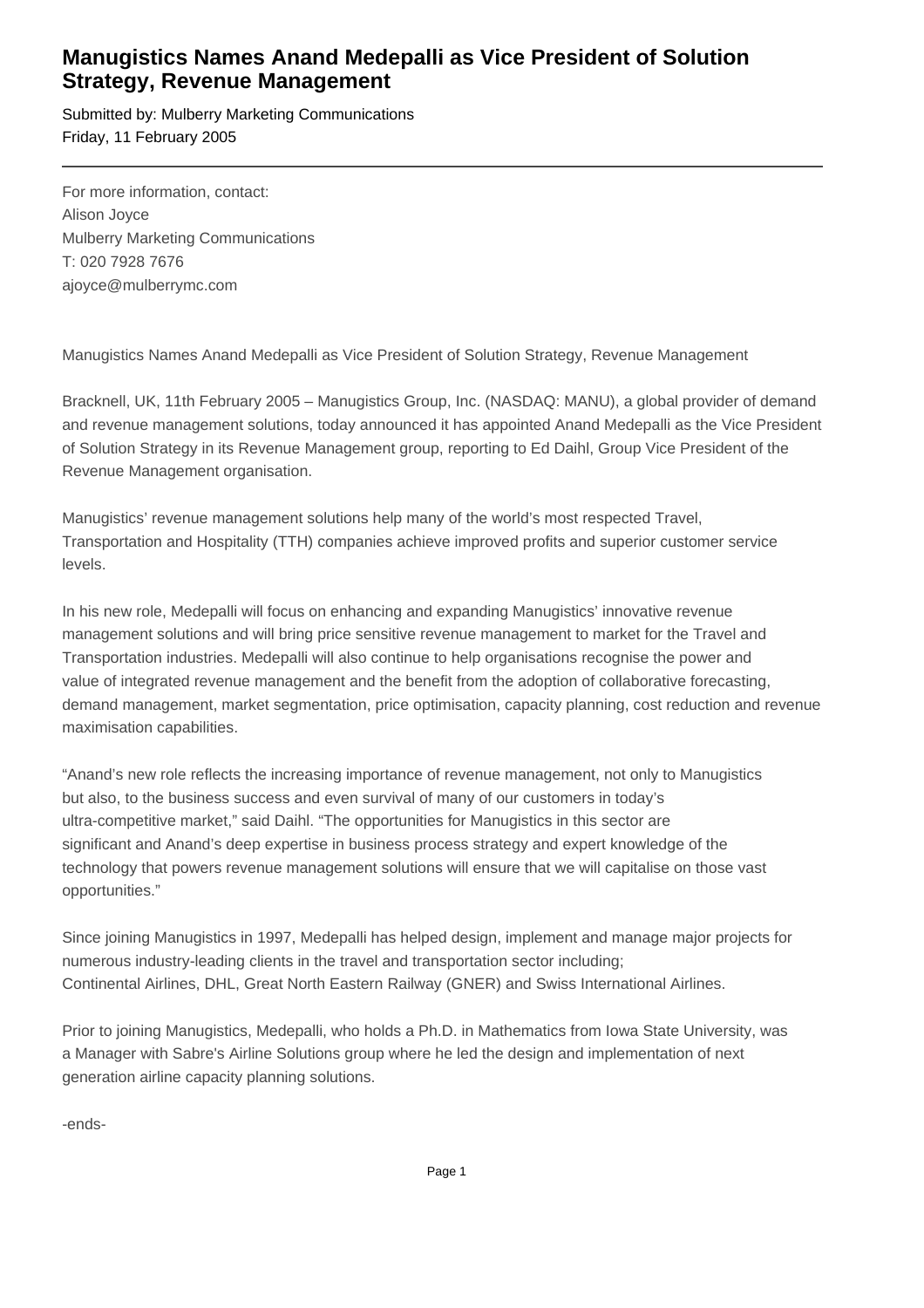# Manugistics Names Anand Medepalli as Vice President of Solution Strategy, Revenue Management

Submitted by: Mulberry Marketing Communications
Friday, 11 February 2005

---

For more information, contact:
Alison Joyce
Mulberry Marketing Communications
T: 020 7928 7676
ajoyce@mulberrymc.com

Manugistics Names Anand Medepalli as Vice President of Solution Strategy, Revenue Management

Bracknell, UK, 11th February 2005 – Manugistics Group, Inc. (NASDAQ: MANU), a global provider of demand and revenue management solutions, today announced it has appointed Anand Medepalli as the Vice President of Solution Strategy in its Revenue Management group, reporting to Ed Daihl, Group Vice President of the Revenue Management organisation.

Manugistics' revenue management solutions help many of the world's most respected Travel, Transportation and Hospitality (TTH) companies achieve improved profits and superior customer service levels.

In his new role, Medepalli will focus on enhancing and expanding Manugistics' innovative revenue management solutions and will bring price sensitive revenue management to market for the Travel and Transportation industries. Medepalli will also continue to help organisations recognise the power and value of integrated revenue management and the benefit from the adoption of collaborative forecasting, demand management, market segmentation, price optimisation, capacity planning, cost reduction and revenue maximisation capabilities.

"Anand's new role reflects the increasing importance of revenue management, not only to Manugistics but also, to the business success and even survival of many of our customers in today's ultra-competitive market," said Daihl. "The opportunities for Manugistics in this sector are significant and Anand's deep expertise in business process strategy and expert knowledge of the technology that powers revenue management solutions will ensure that we will capitalise on those vast opportunities."

Since joining Manugistics in 1997, Medepalli has helped design, implement and manage major projects for numerous industry-leading clients in the travel and transportation sector including; Continental Airlines, DHL, Great North Eastern Railway (GNER) and Swiss International Airlines.

Prior to joining Manugistics, Medepalli, who holds a Ph.D. in Mathematics from Iowa State University, was a Manager with Sabre's Airline Solutions group where he led the design and implementation of next generation airline capacity planning solutions.

-ends-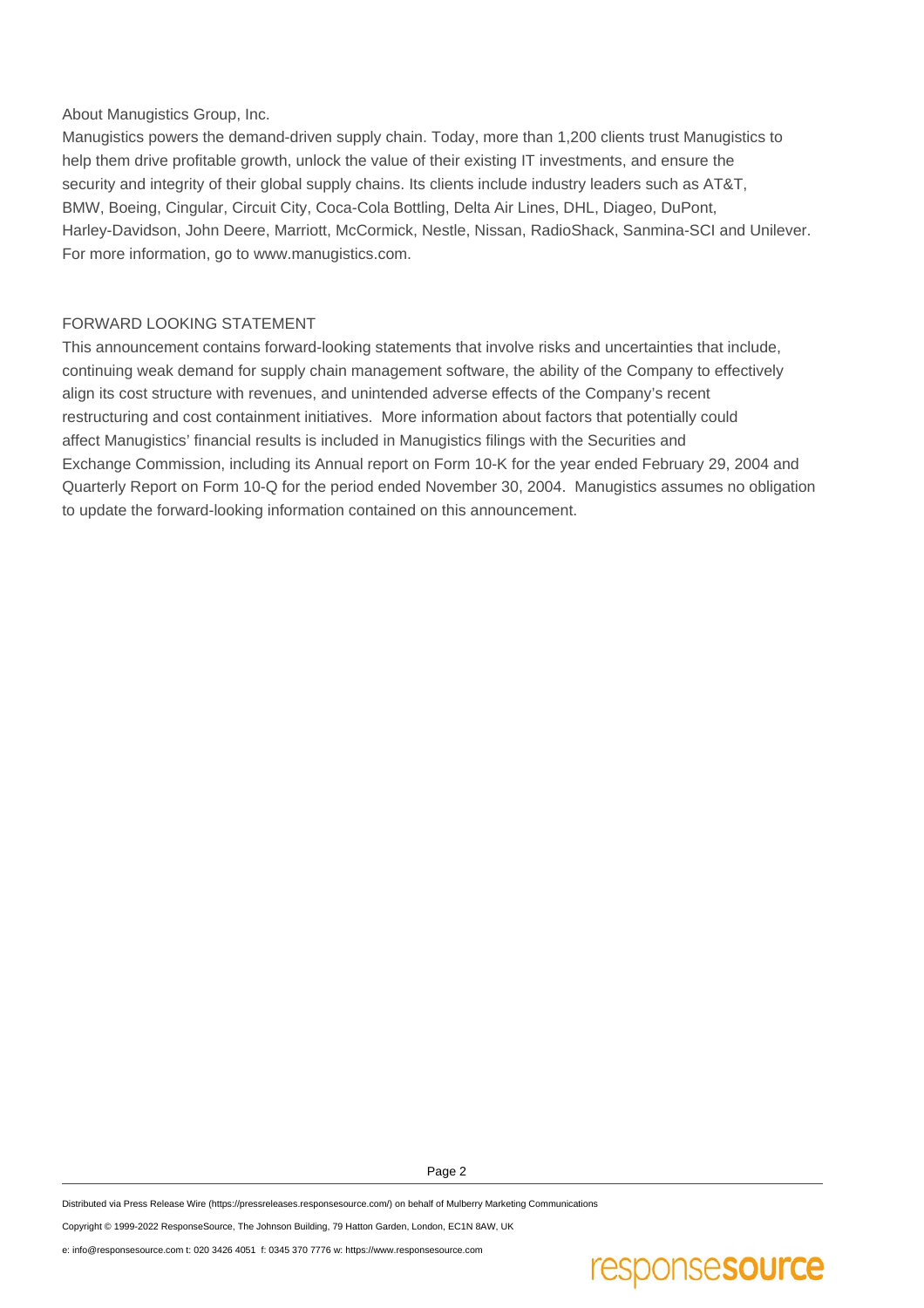About Manugistics Group, Inc.

Manugistics powers the demand-driven supply chain. Today, more than 1,200 clients trust Manugistics to help them drive profitable growth, unlock the value of their existing IT investments, and ensure the security and integrity of their global supply chains. Its clients include industry leaders such as AT&T, BMW, Boeing, Cingular, Circuit City, Coca-Cola Bottling, Delta Air Lines, DHL, Diageo, DuPont, Harley-Davidson, John Deere, Marriott, McCormick, Nestle, Nissan, RadioShack, Sanmina-SCI and Unilever. For more information, go to www.manugistics.com.

FORWARD LOOKING STATEMENT

This announcement contains forward-looking statements that involve risks and uncertainties that include, continuing weak demand for supply chain management software, the ability of the Company to effectively align its cost structure with revenues, and unintended adverse effects of the Company's recent restructuring and cost containment initiatives. More information about factors that potentially could affect Manugistics' financial results is included in Manugistics filings with the Securities and Exchange Commission, including its Annual report on Form 10-K for the year ended February 29, 2004 and Quarterly Report on Form 10-Q for the period ended November 30, 2004. Manugistics assumes no obligation to update the forward-looking information contained on this announcement.